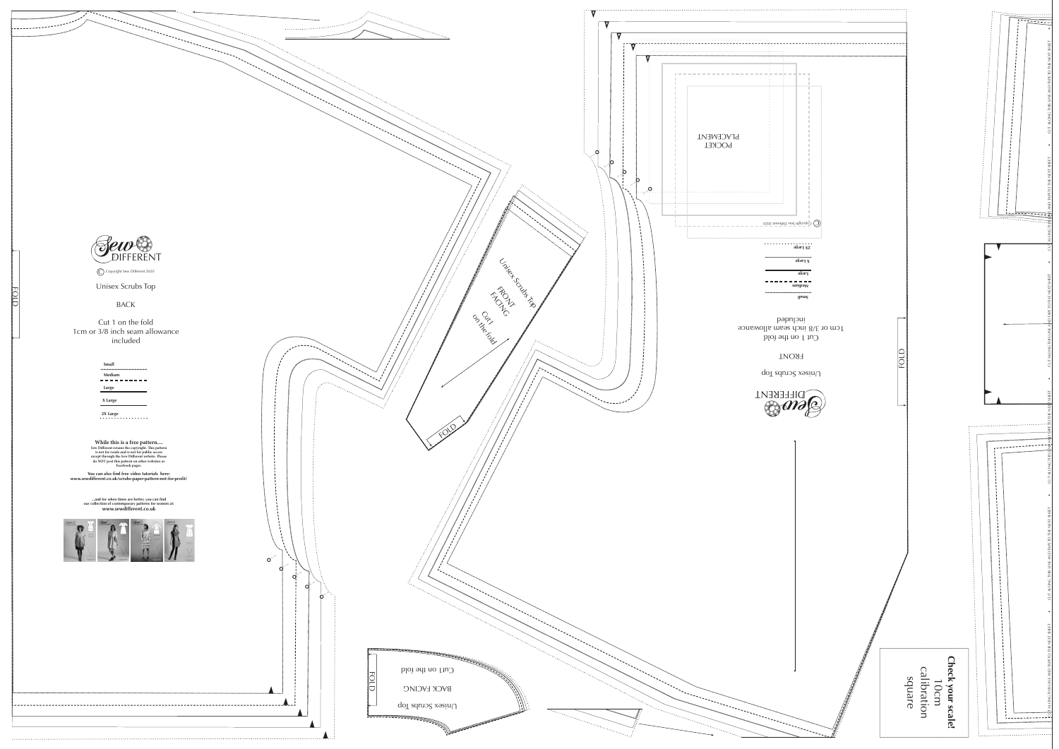Sew DIFFERENT

© Copyright Sew Different 2020

Unisex Scrubs Top

BACK

Cut 1 on the fold
1cm or 3/8 inch seam allowance included

- Small
- Medium
- Large
- X Large
- 2X Large

**While this is a free pattern....**
**Sew Different retains the copyright. This pattern is not for resale and is not for public access except through the Sew Different website. Please do NOT post this pattern on other websites or Facebook pages**

**You can also find free video tutorials here:**
**www.sewdifferent.co.uk/scrubs-paper-pattern-not-for-profit/**

**...and for when times are better, you can find our collection of contemporary patterns for women at:**
**www.sewdifferent.co.uk**

FOLD

Unisex Scrubs Top
FRONT FACING
Cut 1 on the fold

FOLD

Unisex Scrubs Top
BACK FACING
Cut 1 on the fold

FOLD

Sew DIFFERENT

Unisex Scrubs Top

FRONT

Cut 1 on the fold
1cm or 3/8 inch seam allowance included

- Small
- Medium
- Large
- X Large
- 2X Large

POCKET PLACEMENT

© Copyright Sew Different 2020

FOLD

**Check your scale!**
10cm calibration square

CUT ALONG THIS LINE AND TAPE TO THE NEXT SHEET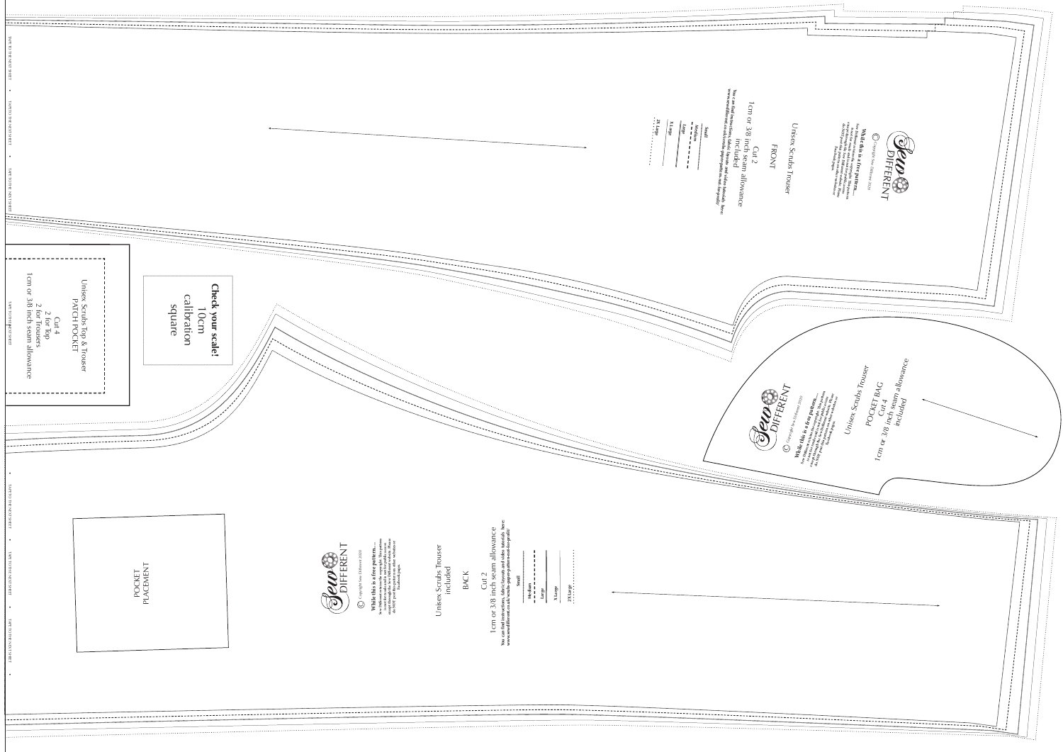Sew DIFFERENT

© Copyright Sew Different 2020

**While this is a free pattern...**

Unisex Scrubs Trouser

FRONT

Cut 2

1cm or 3/8 inch seam allowance included

You can find instructions, fabric layouts and video tutorials here: www.sewdifferent.co.uk/scrubs-paper-patterns-not-for-profit/

Small
Medium
Large
X Large
2X Large

Unisex Scrubs Top & Trouser

PATCH POCKET

Cut 4

2 for Top

2 for Trousers

1cm or 3/8 inch seam allowance

**Check your scale!**

10cm calibration square

Sew DIFFERENT

© Copyright Sew Different 2020

**While this is a free pattern...**

Unisex Scrubs Trouser

POCKET BAG

Cut 4

1cm or 3/8 inch seam allowance included

POCKET PLACEMENT

Sew DIFFERENT

© Copyright Sew Different 2020

**While this is a free pattern...**

Unisex Scrubs Trouser

BACK

Cut 2

1cm or 3/8 inch seam allowance included

You can find instructions, fabric layouts and video tutorials here: www.sewdifferent.co.uk/scrubs-paper-patterns-not-for-profit/

Small
Medium
Large
X Large
2X Large

TAPE TO THE NEXT SHEET